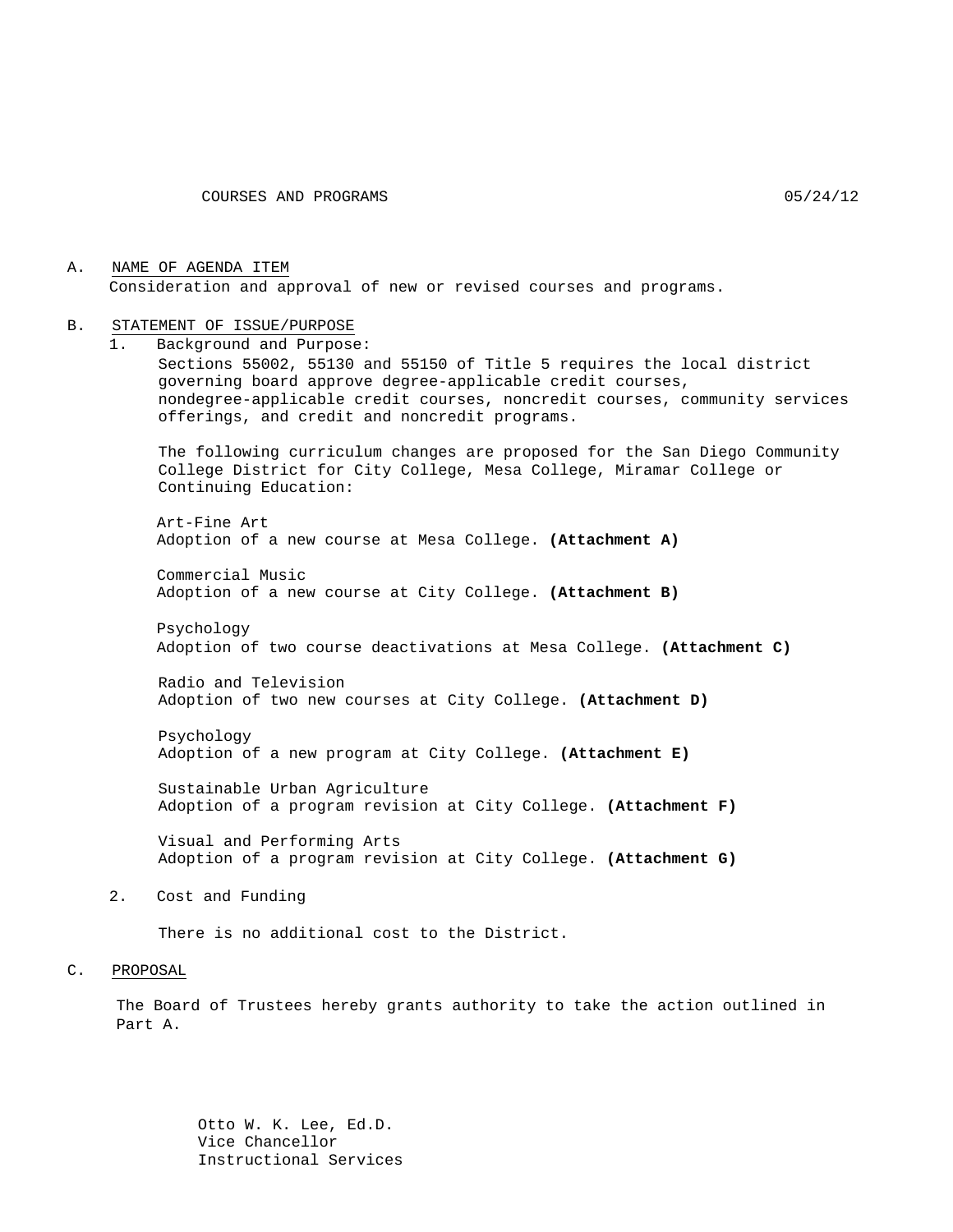COURSES AND PROGRAMS 05/24/12

A. NAME OF AGENDA ITEM

Consideration and approval of new or revised courses and programs.

B. STATEMENT OF ISSUE/PURPOSE

1. Background and Purpose:

   Sections 55002, 55130 and 55150 of Title 5 requires the local district governing board approve degree-applicable credit courses, nondegree-applicable credit courses, noncredit courses, community services offerings, and credit and noncredit programs.

   The following curriculum changes are proposed for the San Diego Community College District for City College, Mesa College, Miramar College or Continuing Education:

   Art-Fine Art
   Adoption of a new course at Mesa College. **(Attachment A)**

   Commercial Music
   Adoption of a new course at City College. **(Attachment B)**

   Psychology
   Adoption of two course deactivations at Mesa College. **(Attachment C)**

   Radio and Television
   Adoption of two new courses at City College. **(Attachment D)**

   Psychology
   Adoption of a new program at City College. **(Attachment E)**

   Sustainable Urban Agriculture
   Adoption of a program revision at City College. **(Attachment F)**

   Visual and Performing Arts
   Adoption of a program revision at City College. **(Attachment G)**

2. Cost and Funding

   There is no additional cost to the District.

C. PROPOSAL

The Board of Trustees hereby grants authority to take the action outlined in Part A.

Otto W. K. Lee, Ed.D.
Vice Chancellor
Instructional Services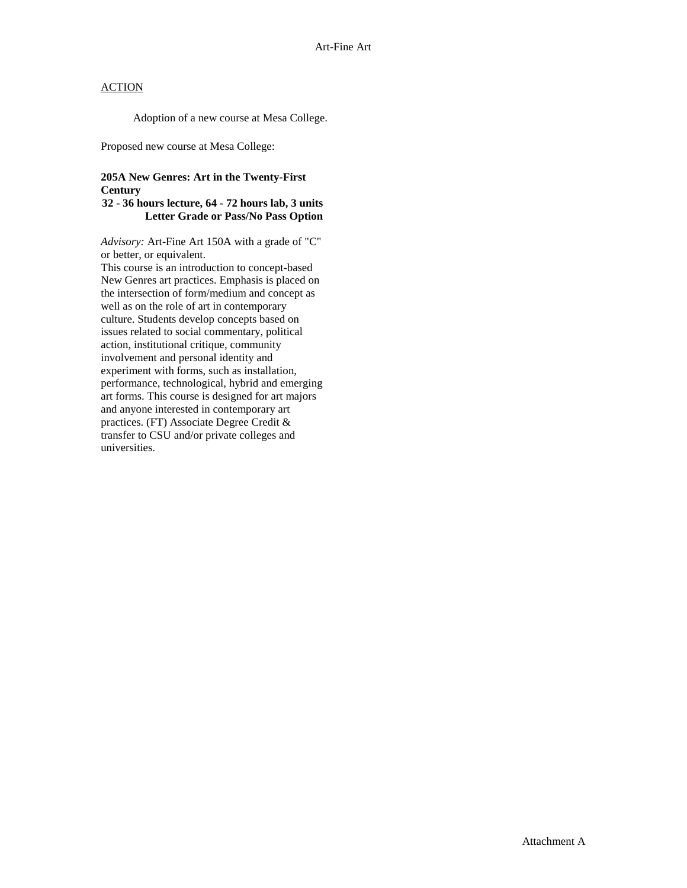<u>ACTION</u>

Adoption of a new course at Mesa College.

Proposed new course at Mesa College:

**205A New Genres: Art in the Twenty-First Century**
**32 - 36 hours lecture, 64 - 72 hours lab, 3 units**
**Letter Grade or Pass/No Pass Option**

*Advisory:* Art-Fine Art 150A with a grade of "C" or better, or equivalent.
This course is an introduction to concept-based New Genres art practices. Emphasis is placed on the intersection of form/medium and concept as well as on the role of art in contemporary culture. Students develop concepts based on issues related to social commentary, political action, institutional critique, community involvement and personal identity and experiment with forms, such as installation, performance, technological, hybrid and emerging art forms. This course is designed for art majors and anyone interested in contemporary art practices. (FT) Associate Degree Credit & transfer to CSU and/or private colleges and universities.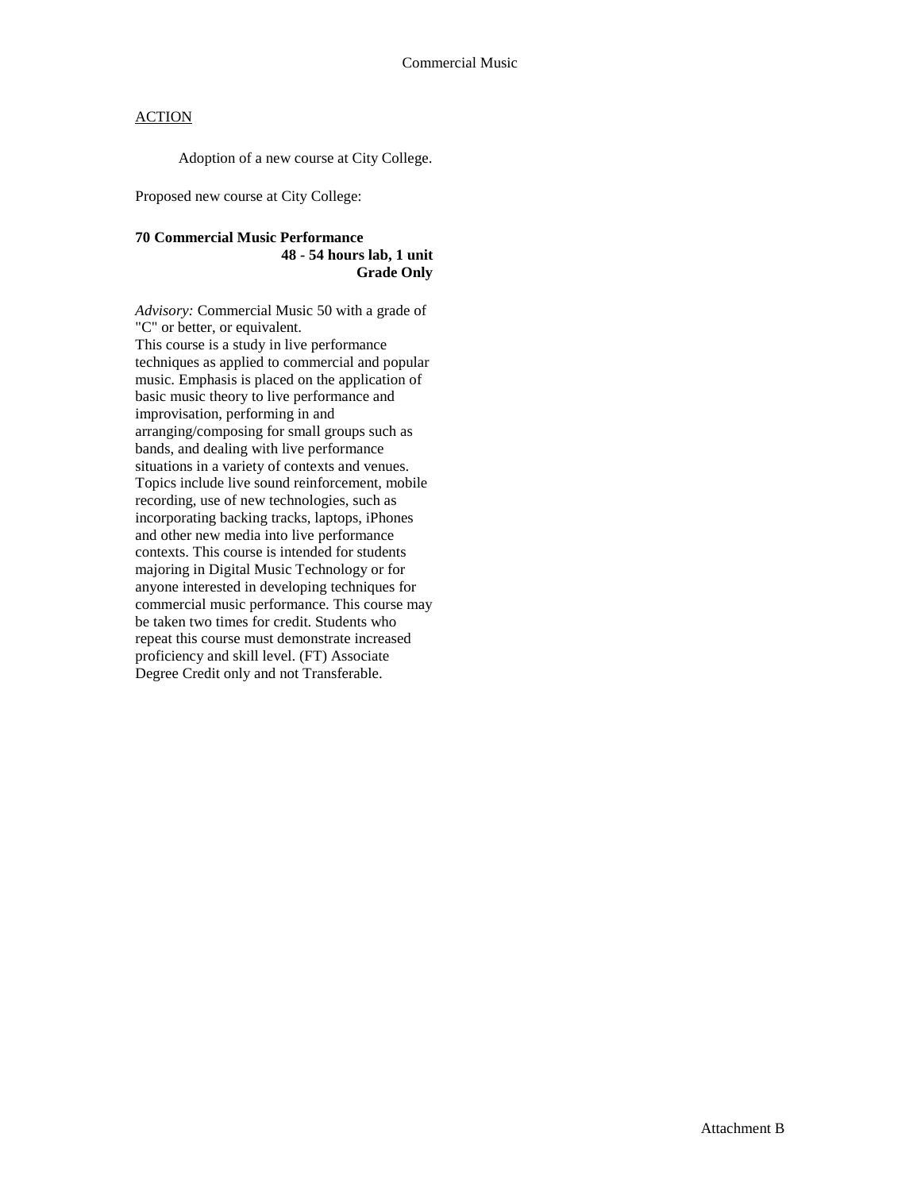Commercial Music

ACTION

Adoption of a new course at City College.

Proposed new course at City College:

**70 Commercial Music Performance**
**48 - 54 hours lab, 1 unit**
**Grade Only**

*Advisory:* Commercial Music 50 with a grade of "C" or better, or equivalent.
This course is a study in live performance techniques as applied to commercial and popular music. Emphasis is placed on the application of basic music theory to live performance and improvisation, performing in and arranging/composing for small groups such as bands, and dealing with live performance situations in a variety of contexts and venues. Topics include live sound reinforcement, mobile recording, use of new technologies, such as incorporating backing tracks, laptops, iPhones and other new media into live performance contexts. This course is intended for students majoring in Digital Music Technology or for anyone interested in developing techniques for commercial music performance. This course may be taken two times for credit. Students who repeat this course must demonstrate increased proficiency and skill level. (FT) Associate Degree Credit only and not Transferable.

Attachment B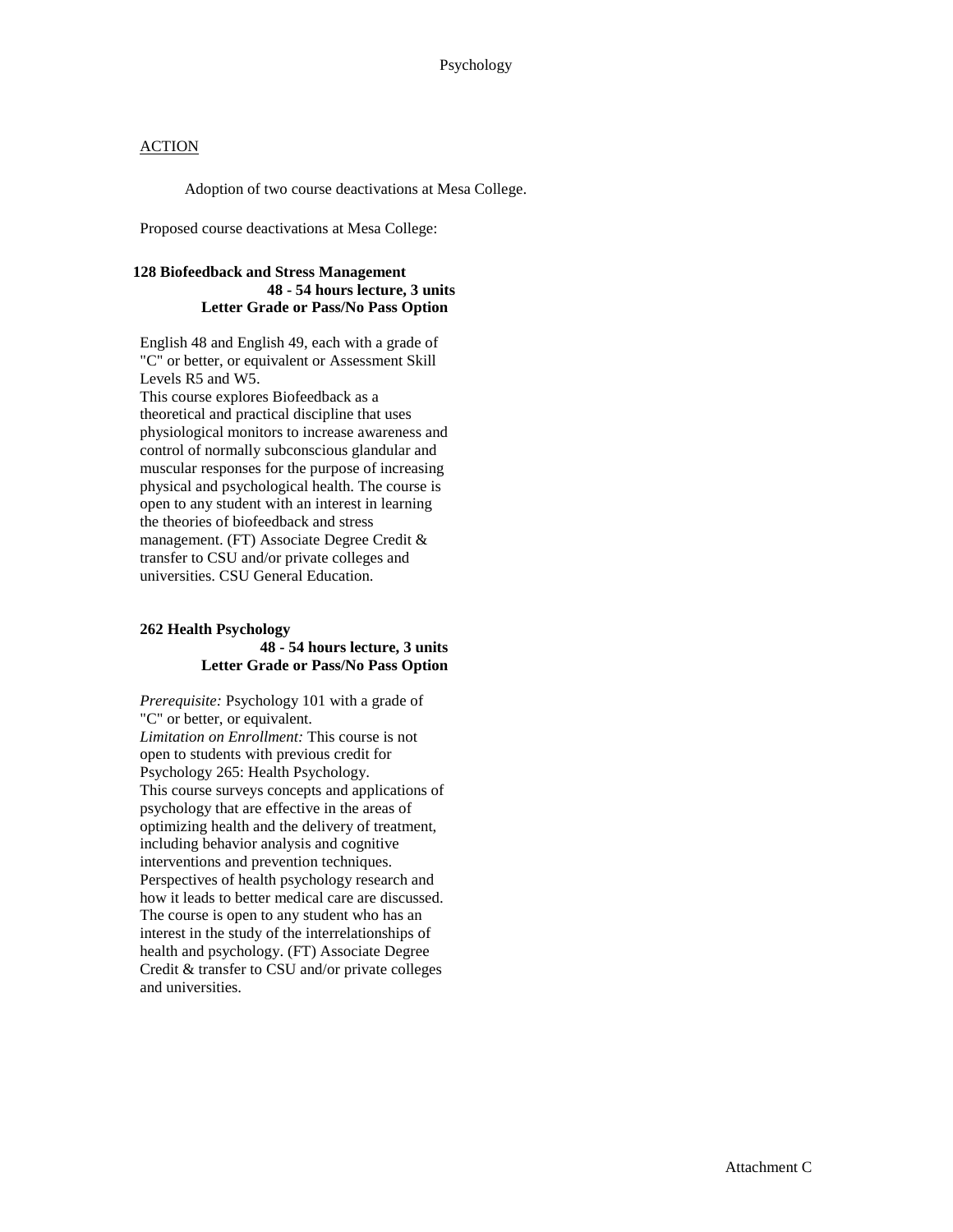Psychology

ACTION

Adoption of two course deactivations at Mesa College.

Proposed course deactivations at Mesa College:

**128 Biofeedback and Stress Management**
**48 - 54 hours lecture, 3 units**
**Letter Grade or Pass/No Pass Option**

English 48 and English 49, each with a grade of "C" or better, or equivalent or Assessment Skill Levels R5 and W5.
This course explores Biofeedback as a theoretical and practical discipline that uses physiological monitors to increase awareness and control of normally subconscious glandular and muscular responses for the purpose of increasing physical and psychological health. The course is open to any student with an interest in learning the theories of biofeedback and stress management. (FT) Associate Degree Credit & transfer to CSU and/or private colleges and universities. CSU General Education.

**262 Health Psychology**
**48 - 54 hours lecture, 3 units**
**Letter Grade or Pass/No Pass Option**

*Prerequisite:* Psychology 101 with a grade of "C" or better, or equivalent.
*Limitation on Enrollment:* This course is not open to students with previous credit for Psychology 265: Health Psychology.
This course surveys concepts and applications of psychology that are effective in the areas of optimizing health and the delivery of treatment, including behavior analysis and cognitive interventions and prevention techniques. Perspectives of health psychology research and how it leads to better medical care are discussed. The course is open to any student who has an interest in the study of the interrelationships of health and psychology. (FT) Associate Degree Credit & transfer to CSU and/or private colleges and universities.

Attachment C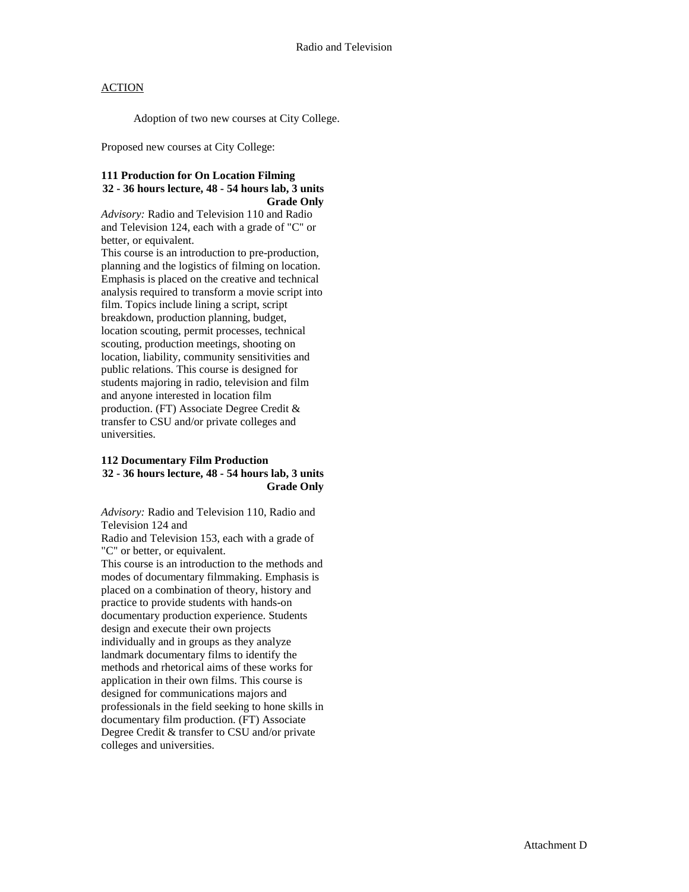Radio and Television

ACTION

Adoption of two new courses at City College.

Proposed new courses at City College:

**111 Production for On Location Filming**
**32 - 36 hours lecture, 48 - 54 hours lab, 3 units**
**Grade Only**

*Advisory:* Radio and Television 110 and Radio and Television 124, each with a grade of "C" or better, or equivalent.

This course is an introduction to pre-production, planning and the logistics of filming on location. Emphasis is placed on the creative and technical analysis required to transform a movie script into film. Topics include lining a script, script breakdown, production planning, budget, location scouting, permit processes, technical scouting, production meetings, shooting on location, liability, community sensitivities and public relations. This course is designed for students majoring in radio, television and film and anyone interested in location film production. (FT) Associate Degree Credit & transfer to CSU and/or private colleges and universities.

**112 Documentary Film Production**
**32 - 36 hours lecture, 48 - 54 hours lab, 3 units**
**Grade Only**

*Advisory:* Radio and Television 110, Radio and Television 124 and
Radio and Television 153, each with a grade of "C" or better, or equivalent.

This course is an introduction to the methods and modes of documentary filmmaking. Emphasis is placed on a combination of theory, history and practice to provide students with hands-on documentary production experience. Students design and execute their own projects individually and in groups as they analyze landmark documentary films to identify the methods and rhetorical aims of these works for application in their own films. This course is designed for communications majors and professionals in the field seeking to hone skills in documentary film production. (FT) Associate Degree Credit & transfer to CSU and/or private colleges and universities.

Attachment D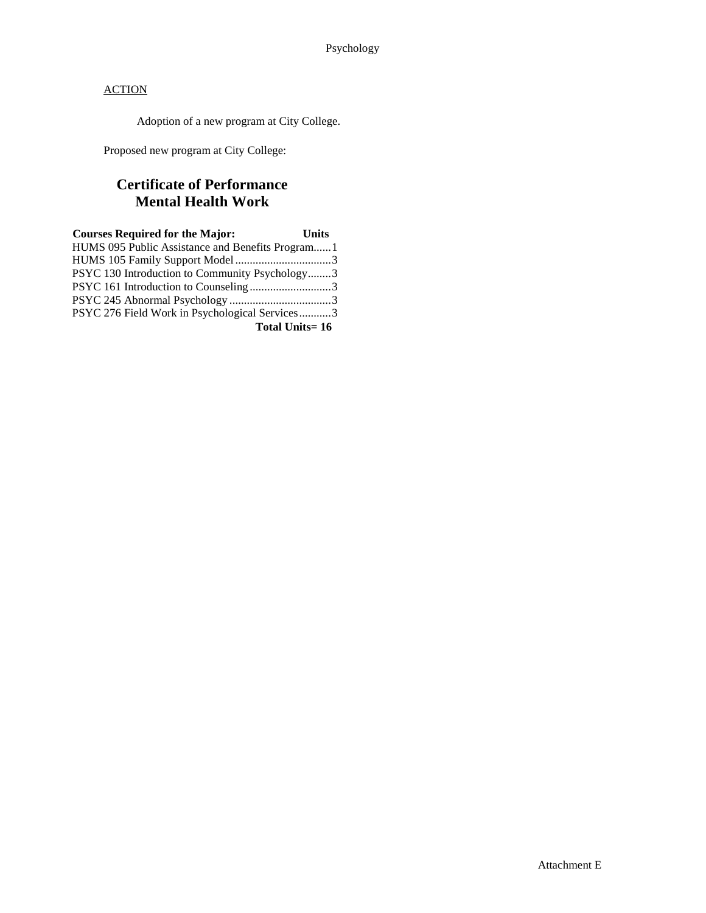Psychology

ACTION

Adoption of a new program at City College.

Proposed new program at City College:

## Certificate of Performance
## Mental Health Work

| Courses Required for the Major: | Units |
|---|---|
| HUMS 095 Public Assistance and Benefits Program | 1 |
| HUMS 105 Family Support Model | 3 |
| PSYC 130 Introduction to Community Psychology | 3 |
| PSYC 161 Introduction to Counseling | 3 |
| PSYC 245 Abnormal Psychology | 3 |
| PSYC 276 Field Work in Psychological Services | 3 |
| **Total Units=** | **16** |

Attachment E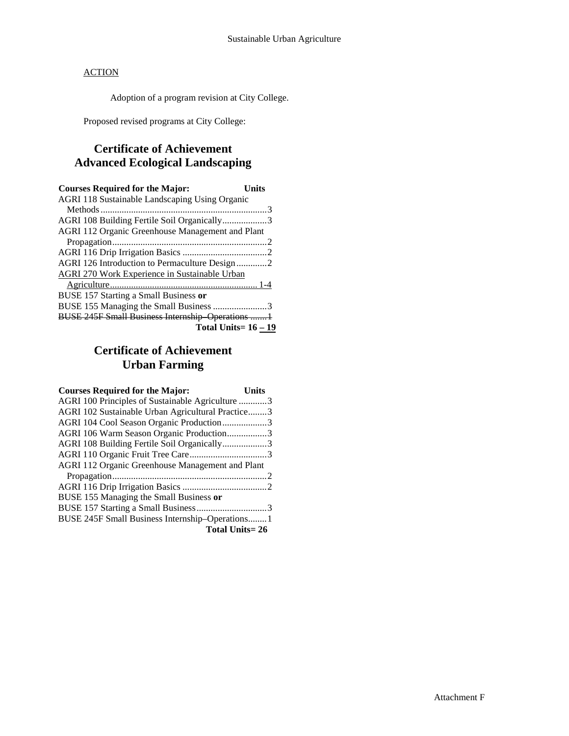ACTION

Adoption of a program revision at City College.

Proposed revised programs at City College:

## Certificate of Achievement
## Advanced Ecological Landscaping

| Courses Required for the Major: | Units |
| --- | --- |
| AGRI 118 Sustainable Landscaping Using Organic Methods | 3 |
| AGRI 108 Building Fertile Soil Organically | 3 |
| AGRI 112 Organic Greenhouse Management and Plant Propagation | 2 |
| AGRI 116 Drip Irrigation Basics | 2 |
| AGRI 126 Introduction to Permaculture Design | 2 |
| <u>AGRI 270 Work Experience in Sustainable Urban Agriculture</u> | <u>1-4</u> |
| BUSE 157 Starting a Small Business **or** BUSE 155 Managing the Small Business | 3 |
| ~~BUSE 245F Small Business Internship–Operations~~ | ~~1~~ |
| **Total Units=** | **16 <u>– 19</u>** |

## Certificate of Achievement
## Urban Farming

| Courses Required for the Major: | Units |
| --- | --- |
| AGRI 100 Principles of Sustainable Agriculture | 3 |
| AGRI 102 Sustainable Urban Agricultural Practice | 3 |
| AGRI 104 Cool Season Organic Production | 3 |
| AGRI 106 Warm Season Organic Production | 3 |
| AGRI 108 Building Fertile Soil Organically | 3 |
| AGRI 110 Organic Fruit Tree Care | 3 |
| AGRI 112 Organic Greenhouse Management and Plant Propagation | 2 |
| AGRI 116 Drip Irrigation Basics | 2 |
| BUSE 155 Managing the Small Business **or** BUSE 157 Starting a Small Business | 3 |
| BUSE 245F Small Business Internship–Operations | 1 |
| **Total Units=** | **26** |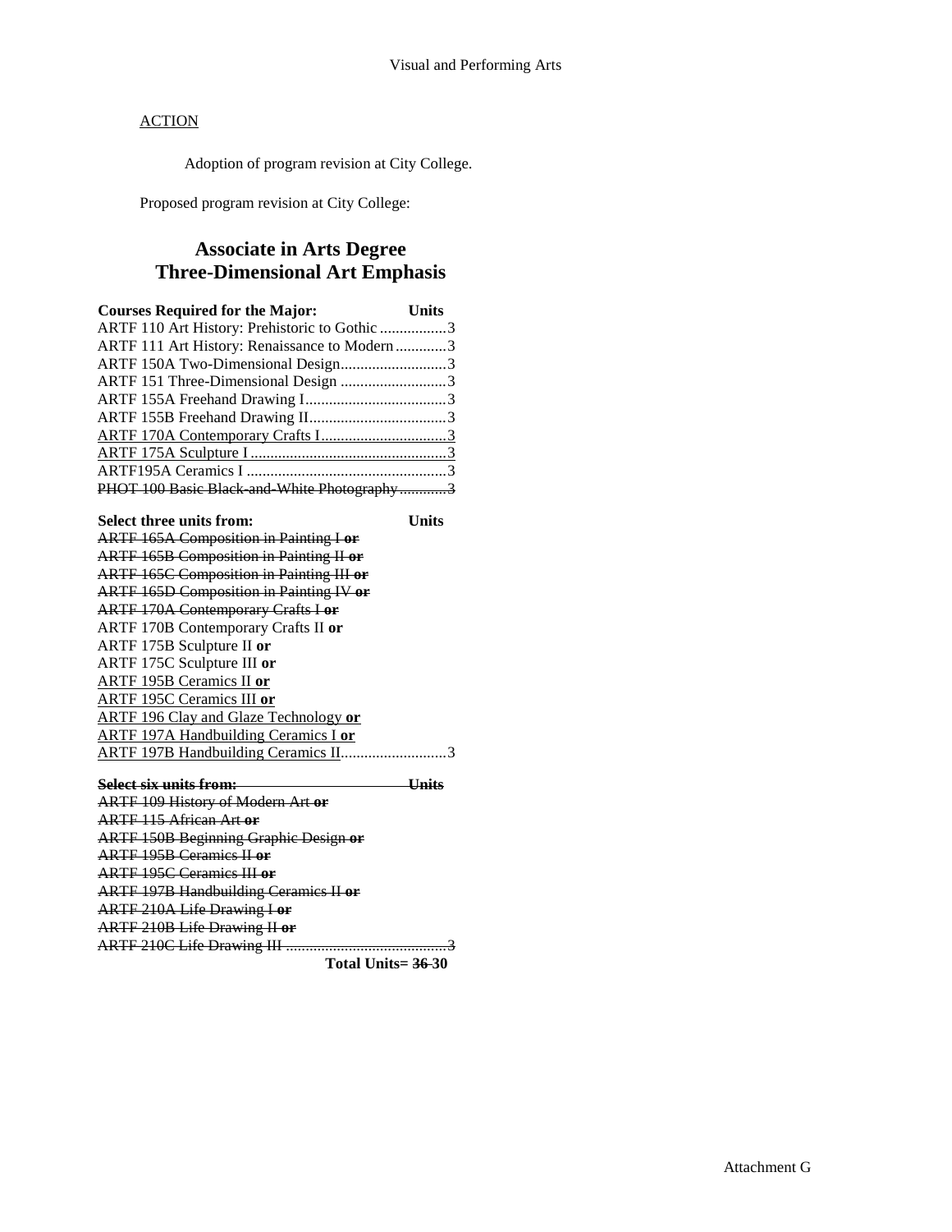ACTION

Adoption of program revision at City College.

Proposed program revision at City College:

# Associate in Arts Degree
# Three-Dimensional Art Emphasis

| Courses Required for the Major: | Units |
| --- | --- |
| ARTF 110 Art History: Prehistoric to Gothic | 3 |
| ARTF 111 Art History: Renaissance to Modern | 3 |
| ARTF 150A Two-Dimensional Design | 3 |
| ARTF 151 Three-Dimensional Design | 3 |
| ARTF 155A Freehand Drawing I | 3 |
| ARTF 155B Freehand Drawing II | 3 |
| <u>ARTF 170A Contemporary Crafts I</u> | <u>3</u> |
| <u>ARTF 175A Sculpture I</u> | <u>3</u> |
| ARTF195A Ceramics I | 3 |
| ~~PHOT 100 Basic Black-and-White Photography~~ | ~~3~~ |

| Select three units from: | Units |
| --- | --- |
| ~~ARTF 165A Composition in Painting I **or**~~ | |
| ~~ARTF 165B Composition in Painting II **or**~~ | |
| ~~ARTF 165C Composition in Painting III **or**~~ | |
| ~~ARTF 165D Composition in Painting IV **or**~~ | |
| ~~ARTF 170A Contemporary Crafts I **or**~~ | |
| ARTF 170B Contemporary Crafts II **or** | |
| ARTF 175B Sculpture II **or** | |
| ARTF 175C Sculpture III **or** | |
| <u>ARTF 195B Ceramics II **or**</u> | |
| <u>ARTF 195C Ceramics III **or**</u> | |
| <u>ARTF 196 Clay and Glaze Technology **or**</u> | |
| <u>ARTF 197A Handbuilding Ceramics I **or**</u> | |
| <u>ARTF 197B Handbuilding Ceramics II</u> | 3 |

| ~~Select six units from:~~ | ~~Units~~ |
| --- | --- |
| ~~ARTF 109 History of Modern Art **or**~~ | |
| ~~ARTF 115 African Art **or**~~ | |
| ~~ARTF 150B Beginning Graphic Design **or**~~ | |
| ~~ARTF 195B Ceramics II **or**~~ | |
| ~~ARTF 195C Ceramics III **or**~~ | |
| ~~ARTF 197B Handbuilding Ceramics II **or**~~ | |
| ~~ARTF 210A Life Drawing I **or**~~ | |
| ~~ARTF 210B Life Drawing II **or**~~ | |
| ~~ARTF 210C Life Drawing III~~ | ~~3~~ |

**Total Units= ~~36~~ 30**

Attachment G